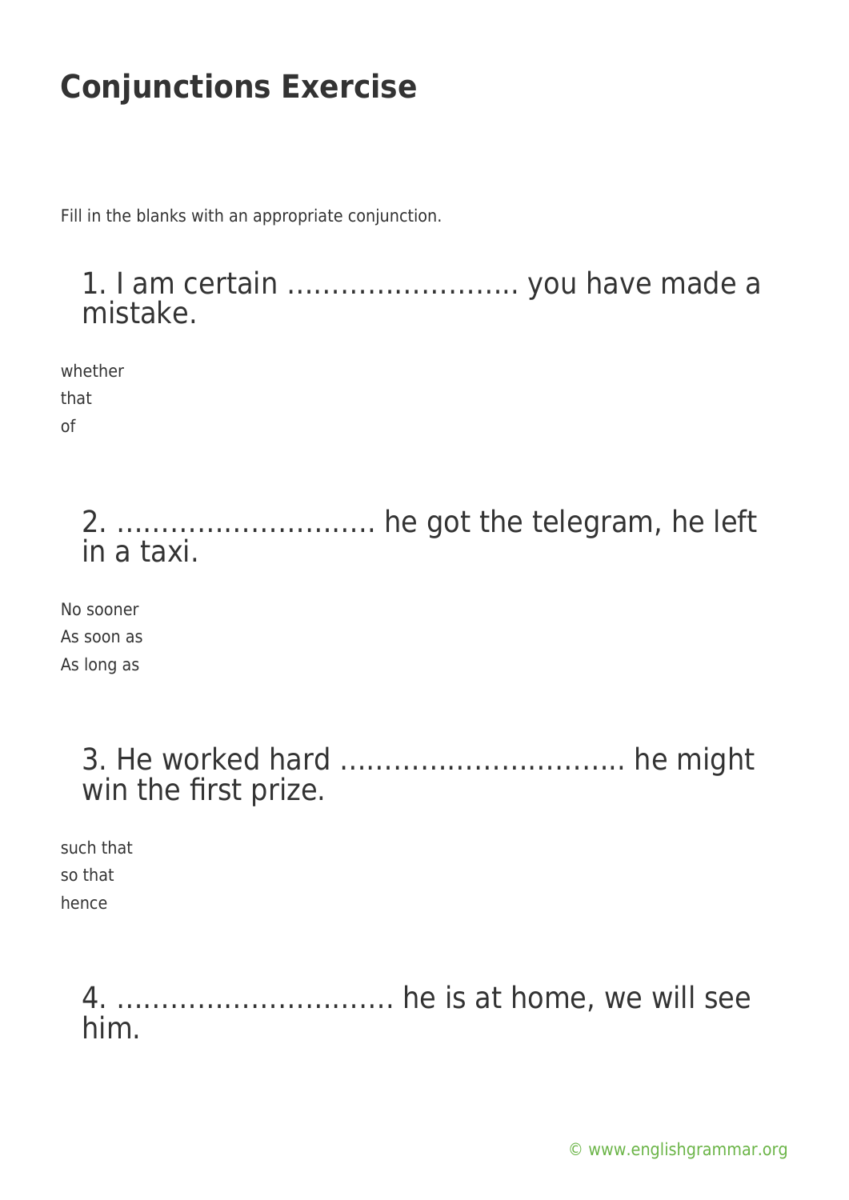# Conjunctions Exercise

Fill in the blanks with an appropriate conjunction.

## 1. I am certain …………………….. you have made a mistake.

whether

that

of

## 2. ………………………. he got the telegram, he left in a taxi.

No sooner

As soon as

As long as

## 3. He worked hard ………………………….. he might win the first prize.

such that

so that

hence

## 4. …………………………. he is at home, we will see him.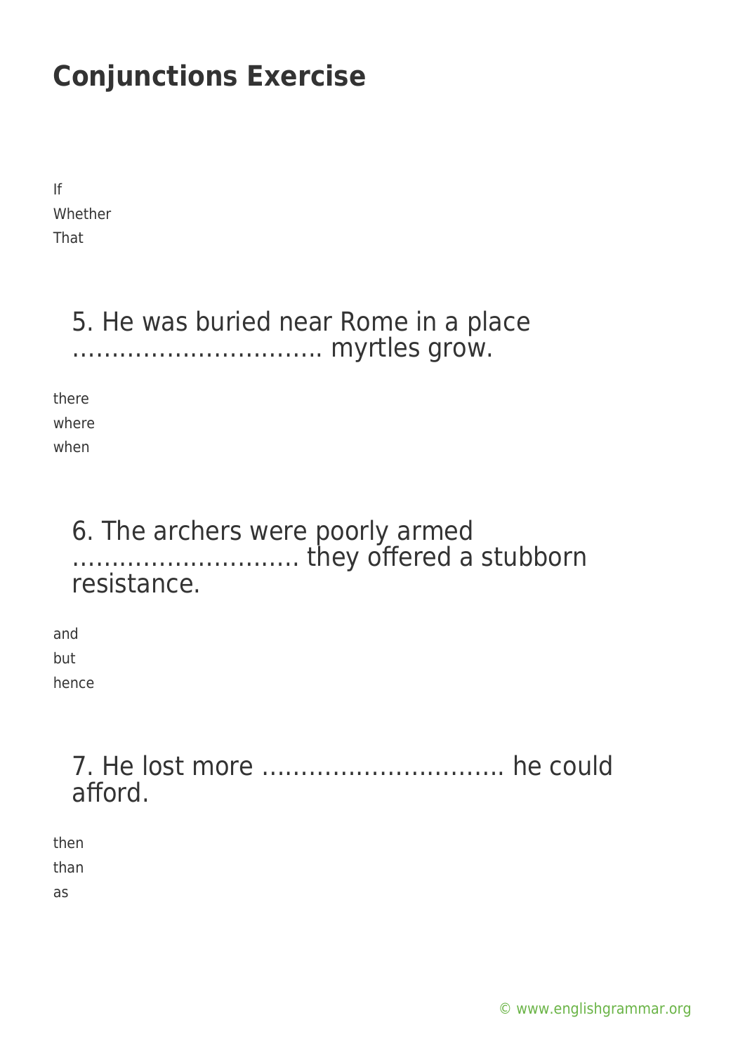# Conjunctions Exercise

If
Whether
That

## 5. He was buried near Rome in a place ………………………….. myrtles grow.

there
where
when

## 6. The archers were poorly armed ……………………….. they offered a stubborn resistance.

and
but
hence

## 7. He lost more ………………………… he could afford.

then
than
as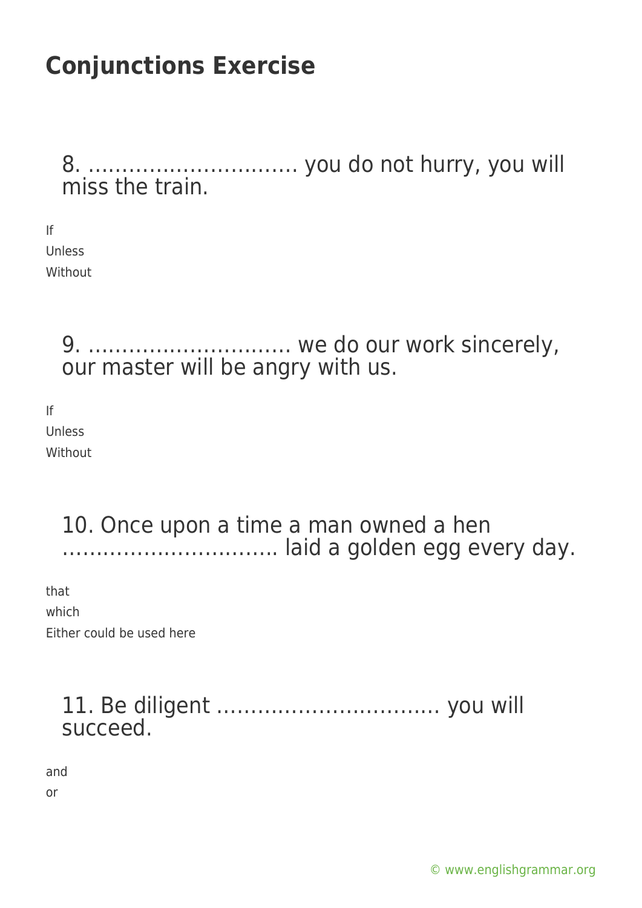# Conjunctions Exercise

8. …………………………. you do not hurry, you will miss the train.

If
Unless
Without

9. …………………………. we do our work sincerely, our master will be angry with us.

If
Unless
Without

10. Once upon a time a man owned a hen ………………………….. laid a golden egg every day.

that
which
Either could be used here

11. Be diligent …………………………… you will succeed.

and
or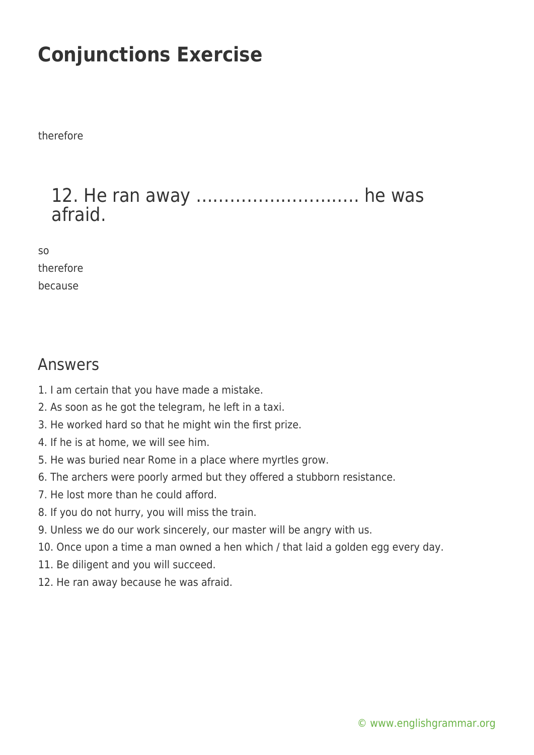# Conjunctions Exercise

therefore

### 12. He ran away ………………………. he was afraid.

so
therefore
because

## Answers

1. I am certain that you have made a mistake.
2. As soon as he got the telegram, he left in a taxi.
3. He worked hard so that he might win the first prize.
4. If he is at home, we will see him.
5. He was buried near Rome in a place where myrtles grow.
6. The archers were poorly armed but they offered a stubborn resistance.
7. He lost more than he could afford.
8. If you do not hurry, you will miss the train.
9. Unless we do our work sincerely, our master will be angry with us.
10. Once upon a time a man owned a hen which / that laid a golden egg every day.
11. Be diligent and you will succeed.
12. He ran away because he was afraid.